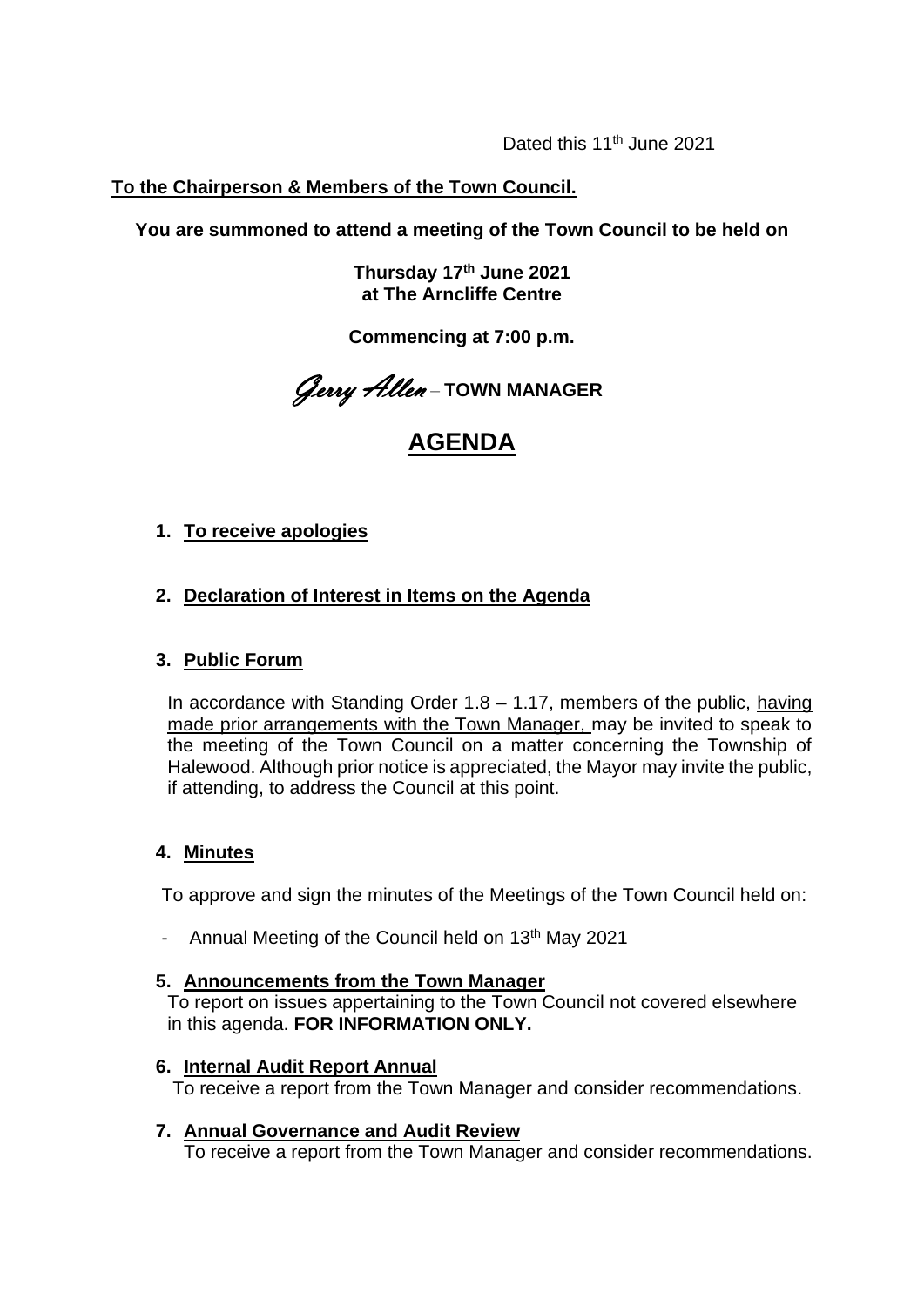Dated this 11th June 2021

**To the Chairperson & Members of the Town Council.**

**You are summoned to attend a meeting of the Town Council to be held on**

**Thursday 17th June 2021**
**at The Arncliffe Centre**

**Commencing at 7:00 p.m.**

*Gerry Allen* – **TOWN MANAGER**

# AGENDA

1. **To receive apologies**

2. **Declaration of Interest in Items on the Agenda**

3. **Public Forum**

   In accordance with Standing Order 1.8 – 1.17, members of the public, having made prior arrangements with the Town Manager, may be invited to speak to the meeting of the Town Council on a matter concerning the Township of Halewood. Although prior notice is appreciated, the Mayor may invite the public, if attending, to address the Council at this point.

4. **Minutes**

   To approve and sign the minutes of the Meetings of the Town Council held on:

   - Annual Meeting of the Council held on 13th May 2021

5. **Announcements from the Town Manager**

   To report on issues appertaining to the Town Council not covered elsewhere in this agenda. **FOR INFORMATION ONLY.**

6. **Internal Audit Report Annual**

   To receive a report from the Town Manager and consider recommendations.

7. **Annual Governance and Audit Review**

   To receive a report from the Town Manager and consider recommendations.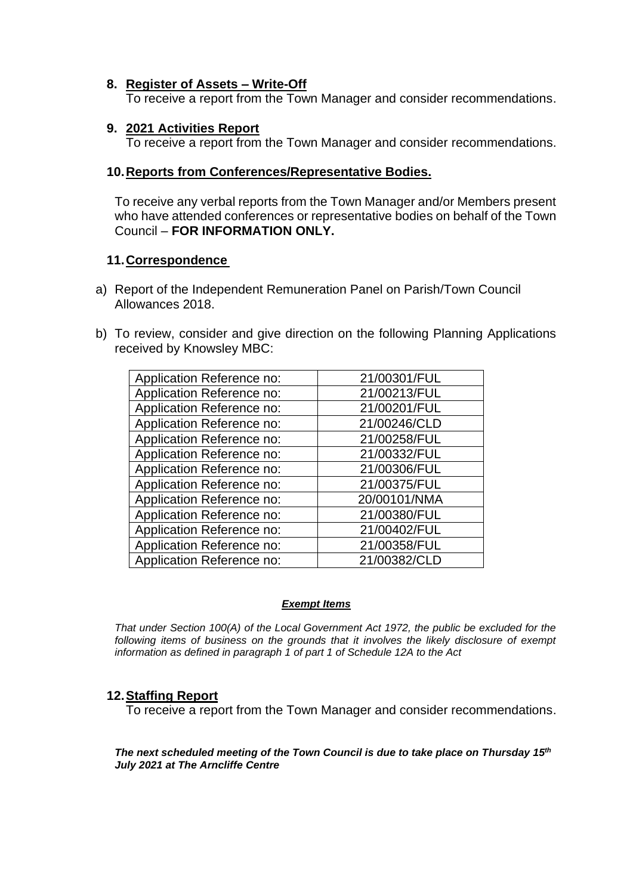8. **Register of Assets – Write-Off**
   To receive a report from the Town Manager and consider recommendations.

9. **2021 Activities Report**
   To receive a report from the Town Manager and consider recommendations.

10. **Reports from Conferences/Representative Bodies.**

    To receive any verbal reports from the Town Manager and/or Members present who have attended conferences or representative bodies on behalf of the Town Council – **FOR INFORMATION ONLY.**

11. **Correspondence**

a) Report of the Independent Remuneration Panel on Parish/Town Council Allowances 2018.

b) To review, consider and give direction on the following Planning Applications received by Knowsley MBC:

| | |
|---|---|
| Application Reference no: | 21/00301/FUL |
| Application Reference no: | 21/00213/FUL |
| Application Reference no: | 21/00201/FUL |
| Application Reference no: | 21/00246/CLD |
| Application Reference no: | 21/00258/FUL |
| Application Reference no: | 21/00332/FUL |
| Application Reference no: | 21/00306/FUL |
| Application Reference no: | 21/00375/FUL |
| Application Reference no: | 20/00101/NMA |
| Application Reference no: | 21/00380/FUL |
| Application Reference no: | 21/00402/FUL |
| Application Reference no: | 21/00358/FUL |
| Application Reference no: | 21/00382/CLD |

***Exempt Items***

*That under Section 100(A) of the Local Government Act 1972, the public be excluded for the following items of business on the grounds that it involves the likely disclosure of exempt information as defined in paragraph 1 of part 1 of Schedule 12A to the Act*

12. **Staffing Report**
    To receive a report from the Town Manager and consider recommendations.

***The next scheduled meeting of the Town Council is due to take place on Thursday 15th July 2021 at The Arncliffe Centre***